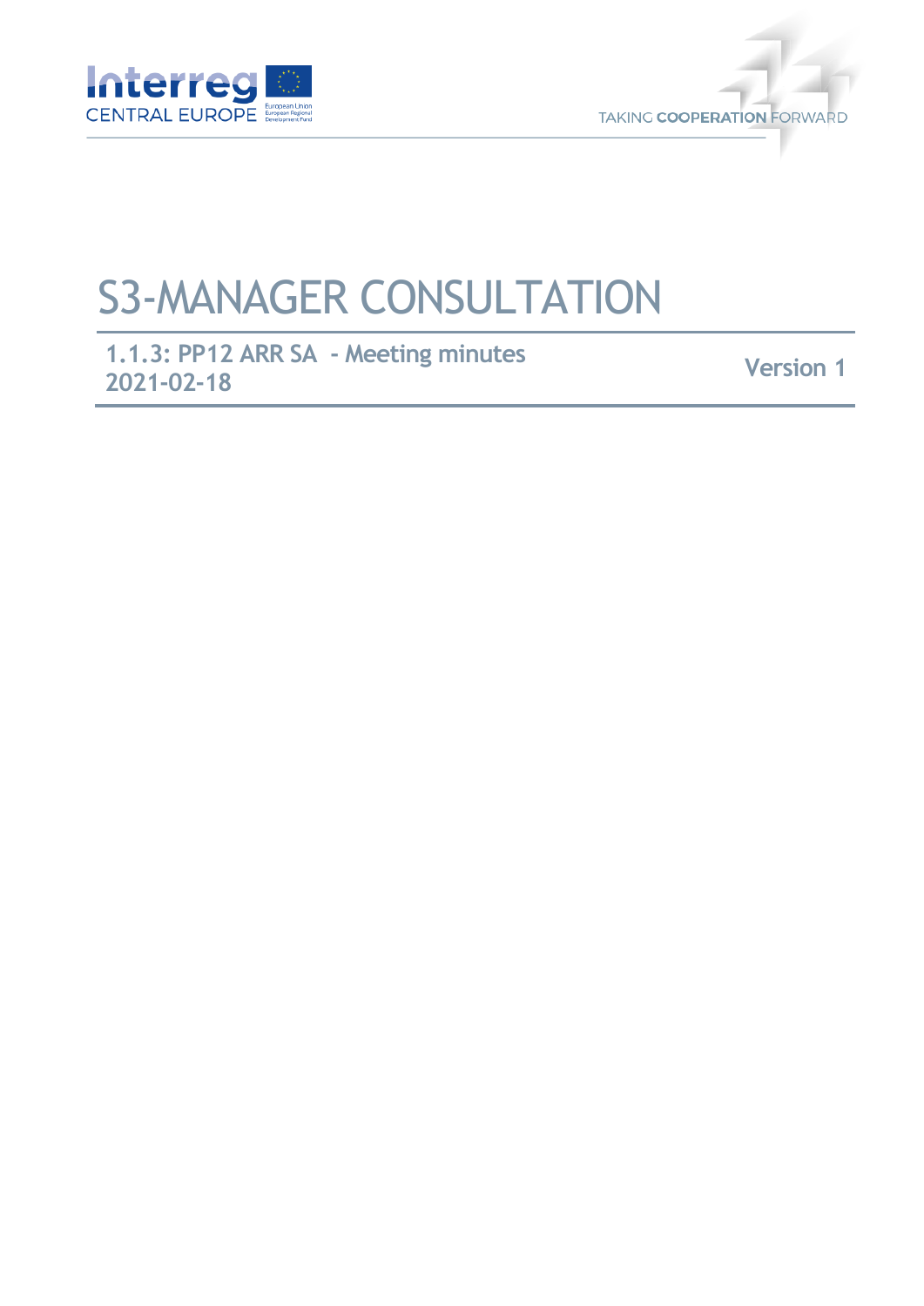# S3-MANAGER CONSULTATION

**1.1.3: PP12 ARR SA - Meeting minutes**
**2021-02-18**

**Version 1**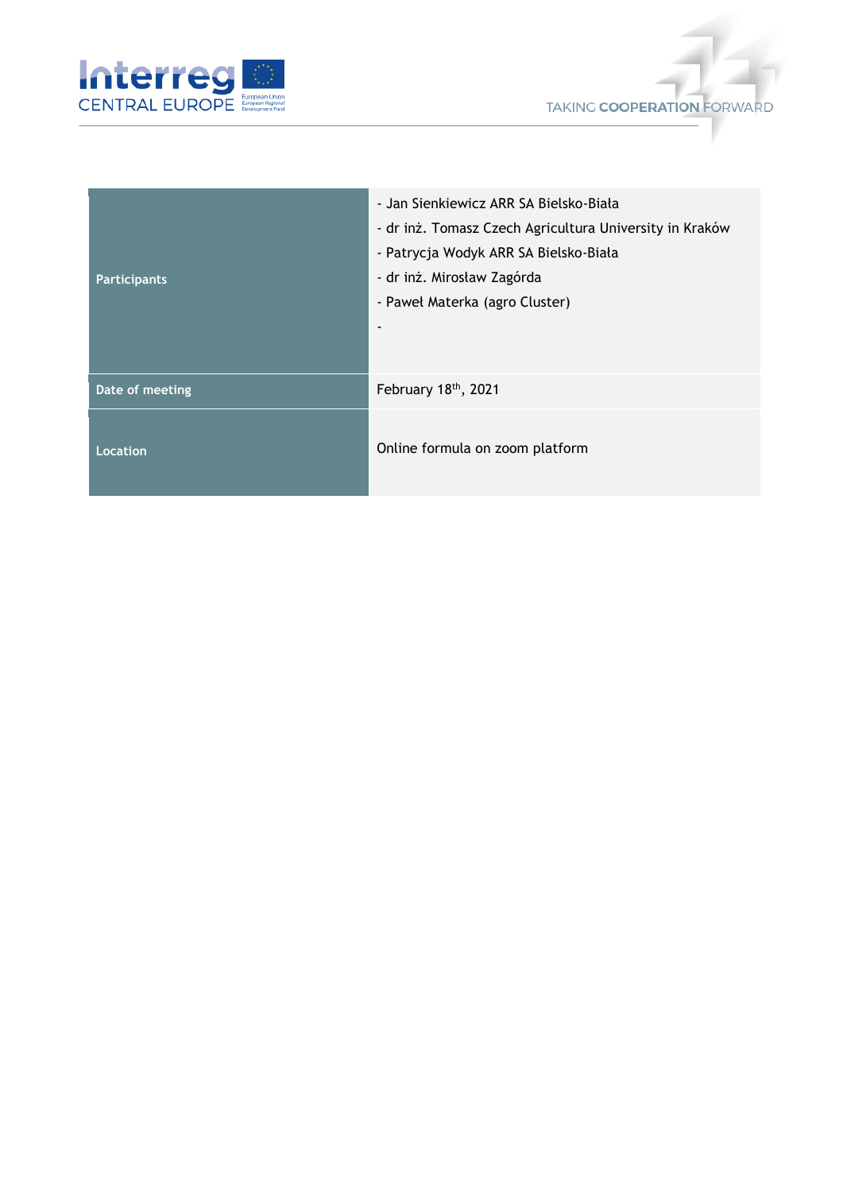| | |
|---|---|
| Participants | - Jan Sienkiewicz ARR SA Bielsko-Biała<br>- dr inż. Tomasz Czech Agricultura University in Kraków<br>- Patrycja Wodyk ARR SA Bielsko-Biała<br>- dr inż. Mirosław Zagórda<br>- Paweł Materka (agro Cluster)<br>- |
| Date of meeting | February 18th, 2021 |
| Location | Online formula on zoom platform |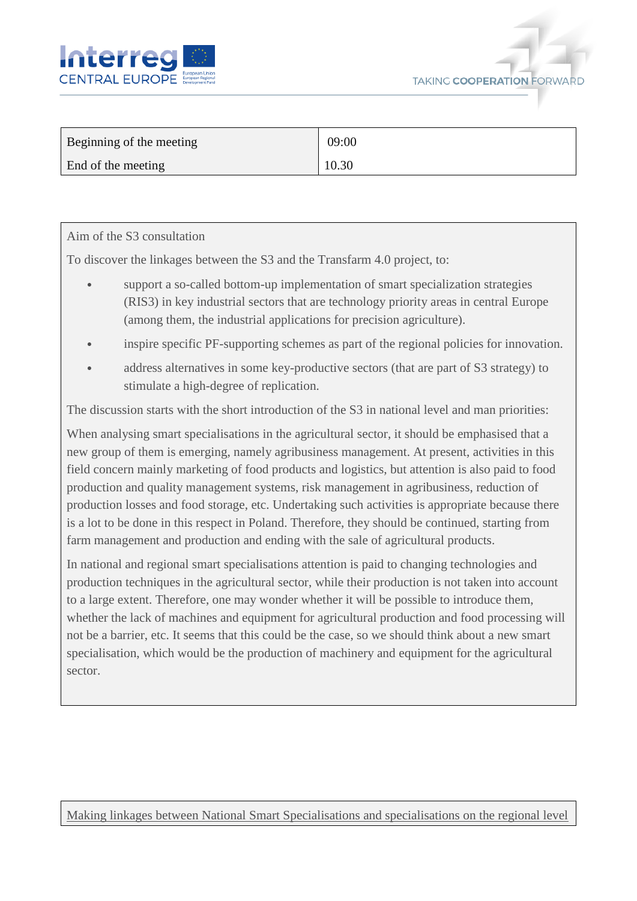| Beginning of the meeting | 09:00 |
| --- | --- |
| End of the meeting | 10.30 |

Aim of the S3 consultation

To discover the linkages between the S3 and the Transfarm 4.0 project, to:

- support a so-called bottom-up implementation of smart specialization strategies (RIS3) in key industrial sectors that are technology priority areas in central Europe (among them, the industrial applications for precision agriculture).
- inspire specific PF-supporting schemes as part of the regional policies for innovation.
- address alternatives in some key-productive sectors (that are part of S3 strategy) to stimulate a high-degree of replication.

The discussion starts with the short introduction of the S3 in national level and man priorities:

When analysing smart specialisations in the agricultural sector, it should be emphasised that a new group of them is emerging, namely agribusiness management. At present, activities in this field concern mainly marketing of food products and logistics, but attention is also paid to food production and quality management systems, risk management in agribusiness, reduction of production losses and food storage, etc. Undertaking such activities is appropriate because there is a lot to be done in this respect in Poland. Therefore, they should be continued, starting from farm management and production and ending with the sale of agricultural products.

In national and regional smart specialisations attention is paid to changing technologies and production techniques in the agricultural sector, while their production is not taken into account to a large extent. Therefore, one may wonder whether it will be possible to introduce them, whether the lack of machines and equipment for agricultural production and food processing will not be a barrier, etc. It seems that this could be the case, so we should think about a new smart specialisation, which would be the production of machinery and equipment for the agricultural sector.

Making linkages between National Smart Specialisations and specialisations on the regional level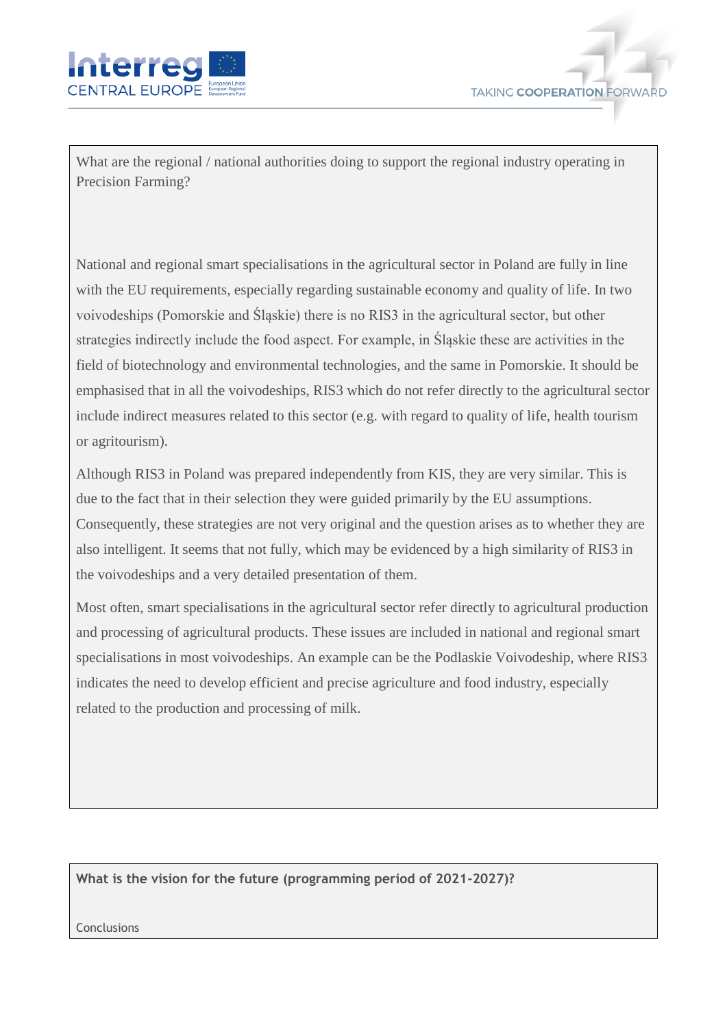What are the regional / national authorities doing to support the regional industry operating in Precision Farming?

National and regional smart specialisations in the agricultural sector in Poland are fully in line with the EU requirements, especially regarding sustainable economy and quality of life. In two voivodeships (Pomorskie and Śląskie) there is no RIS3 in the agricultural sector, but other strategies indirectly include the food aspect. For example, in Śląskie these are activities in the field of biotechnology and environmental technologies, and the same in Pomorskie. It should be emphasised that in all the voivodeships, RIS3 which do not refer directly to the agricultural sector include indirect measures related to this sector (e.g. with regard to quality of life, health tourism or agritourism).

Although RIS3 in Poland was prepared independently from KIS, they are very similar. This is due to the fact that in their selection they were guided primarily by the EU assumptions. Consequently, these strategies are not very original and the question arises as to whether they are also intelligent. It seems that not fully, which may be evidenced by a high similarity of RIS3 in the voivodeships and a very detailed presentation of them.

Most often, smart specialisations in the agricultural sector refer directly to agricultural production and processing of agricultural products. These issues are included in national and regional smart specialisations in most voivodeships. An example can be the Podlaskie Voivodeship, where RIS3 indicates the need to develop efficient and precise agriculture and food industry, especially related to the production and processing of milk.

**What is the vision for the future (programming period of 2021-2027)?**

Conclusions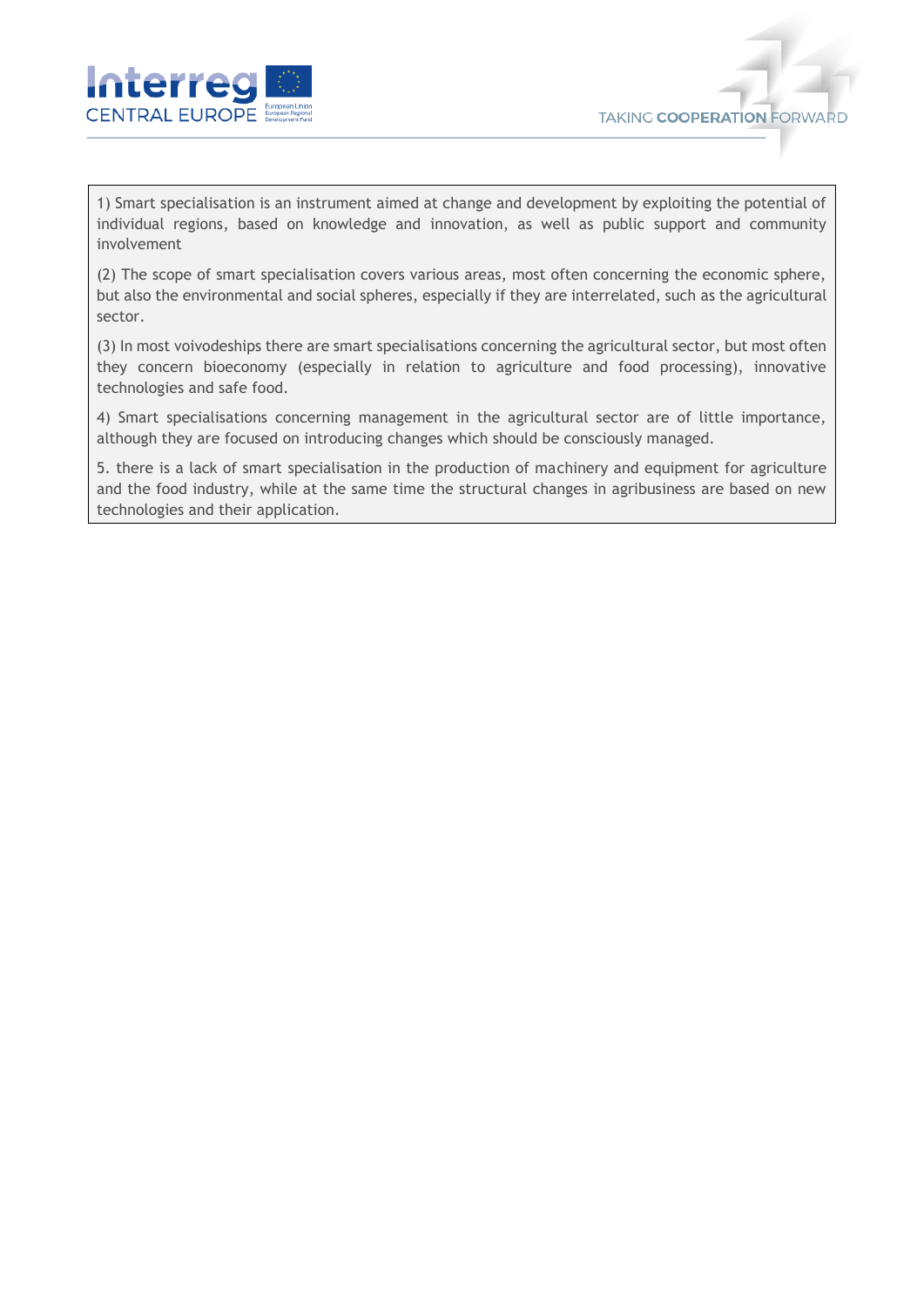1) Smart specialisation is an instrument aimed at change and development by exploiting the potential of individual regions, based on knowledge and innovation, as well as public support and community involvement

(2) The scope of smart specialisation covers various areas, most often concerning the economic sphere, but also the environmental and social spheres, especially if they are interrelated, such as the agricultural sector.

(3) In most voivodeships there are smart specialisations concerning the agricultural sector, but most often they concern bioeconomy (especially in relation to agriculture and food processing), innovative technologies and safe food.

4) Smart specialisations concerning management in the agricultural sector are of little importance, although they are focused on introducing changes which should be consciously managed.

5. there is a lack of smart specialisation in the production of machinery and equipment for agriculture and the food industry, while at the same time the structural changes in agribusiness are based on new technologies and their application.